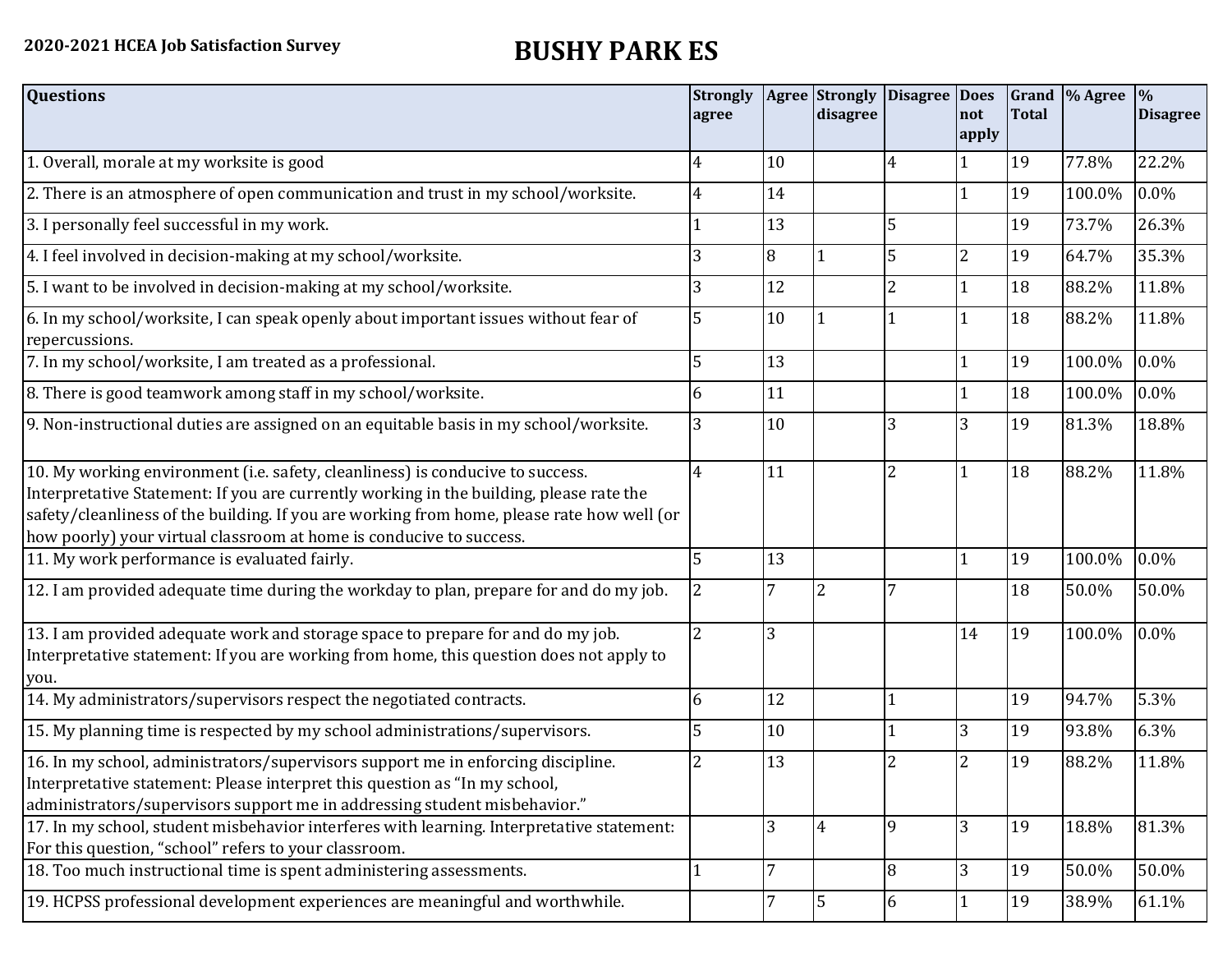**2020-2021 HCEA Job Satisfaction Survey**

# BUSHY PARK ES

| Questions | Strongly agree | Agree | Strongly disagree | Disagree | Does not apply | Grand Total | % Agree | % Disagree |
|---|---|---|---|---|---|---|---|---|
| 1. Overall, morale at my worksite is good | 4 | 10 | | 4 | 1 | 19 | 77.8% | 22.2% |
| 2. There is an atmosphere of open communication and trust in my school/worksite. | 4 | 14 | | | 1 | 19 | 100.0% | 0.0% |
| 3. I personally feel successful in my work. | 1 | 13 | | 5 | | 19 | 73.7% | 26.3% |
| 4. I feel involved in decision-making at my school/worksite. | 3 | 8 | 1 | 5 | 2 | 19 | 64.7% | 35.3% |
| 5. I want to be involved in decision-making at my school/worksite. | 3 | 12 | | 2 | 1 | 18 | 88.2% | 11.8% |
| 6. In my school/worksite, I can speak openly about important issues without fear of repercussions. | 5 | 10 | 1 | 1 | 1 | 18 | 88.2% | 11.8% |
| 7. In my school/worksite, I am treated as a professional. | 5 | 13 | | | 1 | 19 | 100.0% | 0.0% |
| 8. There is good teamwork among staff in my school/worksite. | 6 | 11 | | | 1 | 18 | 100.0% | 0.0% |
| 9. Non-instructional duties are assigned on an equitable basis in my school/worksite. | 3 | 10 | | 3 | 3 | 19 | 81.3% | 18.8% |
| 10. My working environment (i.e. safety, cleanliness) is conducive to success. Interpretative Statement: If you are currently working in the building, please rate the safety/cleanliness of the building. If you are working from home, please rate how well (or how poorly) your virtual classroom at home is conducive to success. | 4 | 11 | | 2 | 1 | 18 | 88.2% | 11.8% |
| 11. My work performance is evaluated fairly. | 5 | 13 | | | 1 | 19 | 100.0% | 0.0% |
| 12. I am provided adequate time during the workday to plan, prepare for and do my job. | 2 | 7 | 2 | 7 | | 18 | 50.0% | 50.0% |
| 13. I am provided adequate work and storage space to prepare for and do my job. Interpretative statement: If you are working from home, this question does not apply to you. | 2 | 3 | | | 14 | 19 | 100.0% | 0.0% |
| 14. My administrators/supervisors respect the negotiated contracts. | 6 | 12 | | 1 | | 19 | 94.7% | 5.3% |
| 15. My planning time is respected by my school administrations/supervisors. | 5 | 10 | | 1 | 3 | 19 | 93.8% | 6.3% |
| 16. In my school, administrators/supervisors support me in enforcing discipline. Interpretative statement: Please interpret this question as "In my school, administrators/supervisors support me in addressing student misbehavior." | 2 | 13 | | 2 | 2 | 19 | 88.2% | 11.8% |
| 17. In my school, student misbehavior interferes with learning. Interpretative statement: For this question, "school" refers to your classroom. | | 3 | 4 | 9 | 3 | 19 | 18.8% | 81.3% |
| 18. Too much instructional time is spent administering assessments. | 1 | 7 | | 8 | 3 | 19 | 50.0% | 50.0% |
| 19. HCPSS professional development experiences are meaningful and worthwhile. | | 7 | 5 | 6 | 1 | 19 | 38.9% | 61.1% |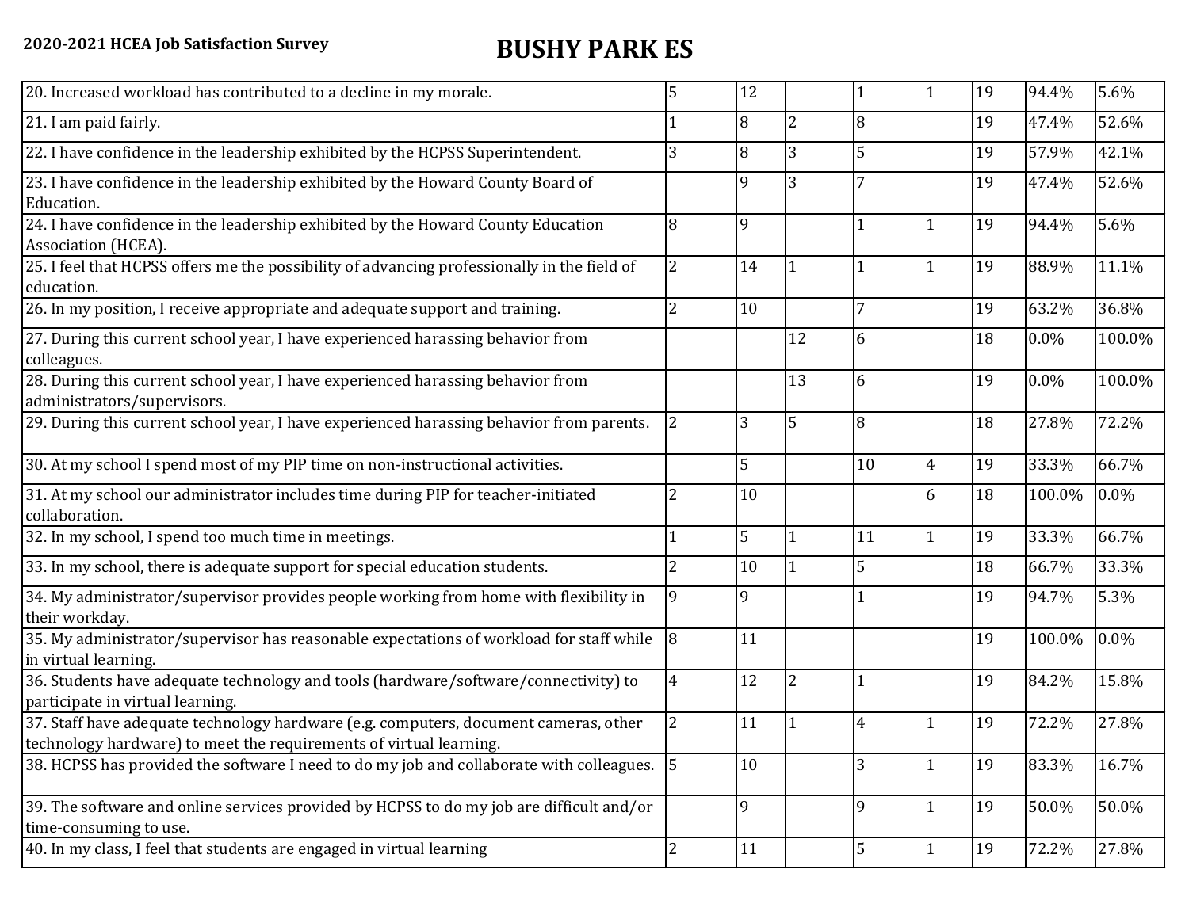**2020-2021 HCEA Job Satisfaction Survey**

# BUSHY PARK ES

| | | | | | | | | |
|---|---|---|---|---|---|---|---|---|
| 20. Increased workload has contributed to a decline in my morale. | 5 | 12 | | 1 | 1 | 19 | 94.4% | 5.6% |
| 21. I am paid fairly. | 1 | 8 | 2 | 8 | | 19 | 47.4% | 52.6% |
| 22. I have confidence in the leadership exhibited by the HCPSS Superintendent. | 3 | 8 | 3 | 5 | | 19 | 57.9% | 42.1% |
| 23. I have confidence in the leadership exhibited by the Howard County Board of Education. | | 9 | 3 | 7 | | 19 | 47.4% | 52.6% |
| 24. I have confidence in the leadership exhibited by the Howard County Education Association (HCEA). | 8 | 9 | | 1 | 1 | 19 | 94.4% | 5.6% |
| 25. I feel that HCPSS offers me the possibility of advancing professionally in the field of education. | 2 | 14 | 1 | 1 | 1 | 19 | 88.9% | 11.1% |
| 26. In my position, I receive appropriate and adequate support and training. | 2 | 10 | | 7 | | 19 | 63.2% | 36.8% |
| 27. During this current school year, I have experienced harassing behavior from colleagues. | | | 12 | 6 | | 18 | 0.0% | 100.0% |
| 28. During this current school year, I have experienced harassing behavior from administrators/supervisors. | | | 13 | 6 | | 19 | 0.0% | 100.0% |
| 29. During this current school year, I have experienced harassing behavior from parents. | 2 | 3 | 5 | 8 | | 18 | 27.8% | 72.2% |
| 30. At my school I spend most of my PIP time on non-instructional activities. | | 5 | | 10 | 4 | 19 | 33.3% | 66.7% |
| 31. At my school our administrator includes time during PIP for teacher-initiated collaboration. | 2 | 10 | | | 6 | 18 | 100.0% | 0.0% |
| 32. In my school, I spend too much time in meetings. | 1 | 5 | 1 | 11 | 1 | 19 | 33.3% | 66.7% |
| 33. In my school, there is adequate support for special education students. | 2 | 10 | 1 | 5 | | 18 | 66.7% | 33.3% |
| 34. My administrator/supervisor provides people working from home with flexibility in their workday. | 9 | 9 | | 1 | | 19 | 94.7% | 5.3% |
| 35. My administrator/supervisor has reasonable expectations of workload for staff while in virtual learning. | 8 | 11 | | | | 19 | 100.0% | 0.0% |
| 36. Students have adequate technology and tools (hardware/software/connectivity) to participate in virtual learning. | 4 | 12 | 2 | 1 | | 19 | 84.2% | 15.8% |
| 37. Staff have adequate technology hardware (e.g. computers, document cameras, other technology hardware) to meet the requirements of virtual learning. | 2 | 11 | 1 | 4 | 1 | 19 | 72.2% | 27.8% |
| 38. HCPSS has provided the software I need to do my job and collaborate with colleagues. | 5 | 10 | | 3 | 1 | 19 | 83.3% | 16.7% |
| 39. The software and online services provided by HCPSS to do my job are difficult and/or time-consuming to use. | | 9 | | 9 | 1 | 19 | 50.0% | 50.0% |
| 40. In my class, I feel that students are engaged in virtual learning | 2 | 11 | | 5 | 1 | 19 | 72.2% | 27.8% |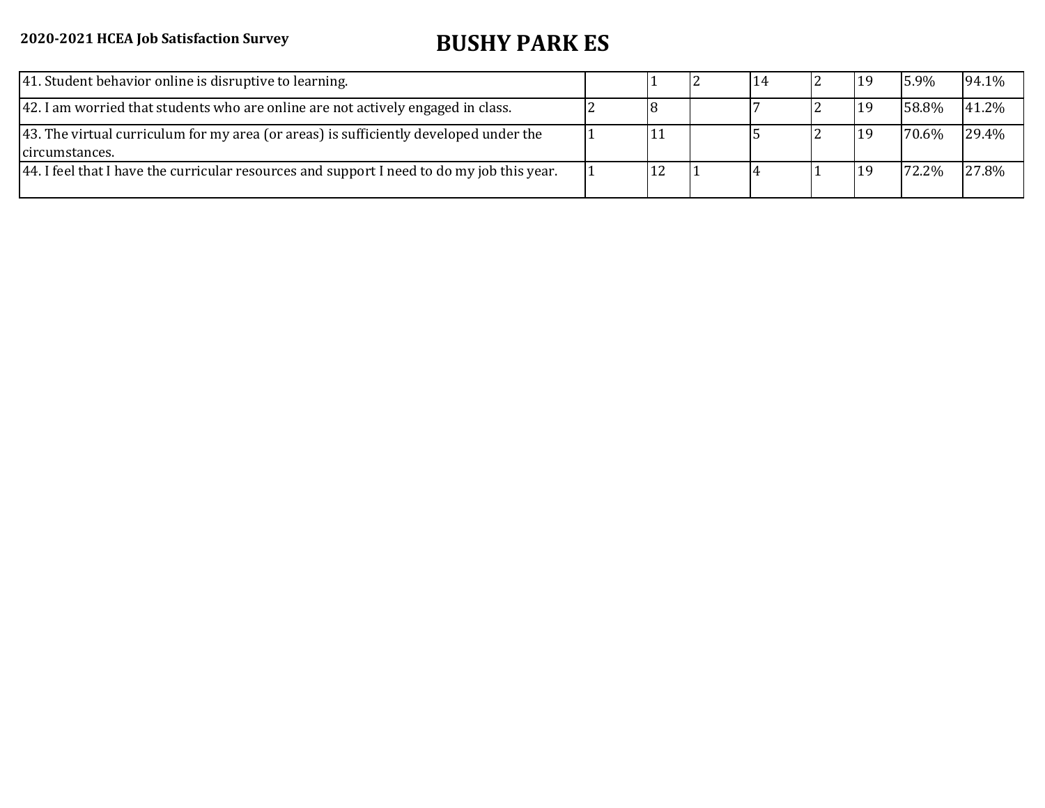2020-2021 HCEA Job Satisfaction Survey

# BUSHY PARK ES

| | | | | | | | | |
|---|---|---|---|---|---|---|---|---|
| 41. Student behavior online is disruptive to learning. | | 1 | 2 | 14 | 2 | 19 | 5.9% | 94.1% |
| 42. I am worried that students who are online are not actively engaged in class. | 2 | 8 | | 7 | 2 | 19 | 58.8% | 41.2% |
| 43. The virtual curriculum for my area (or areas) is sufficiently developed under the circumstances. | 1 | 11 | | 5 | 2 | 19 | 70.6% | 29.4% |
| 44. I feel that I have the curricular resources and support I need to do my job this year. | 1 | 12 | 1 | 4 | 1 | 19 | 72.2% | 27.8% |